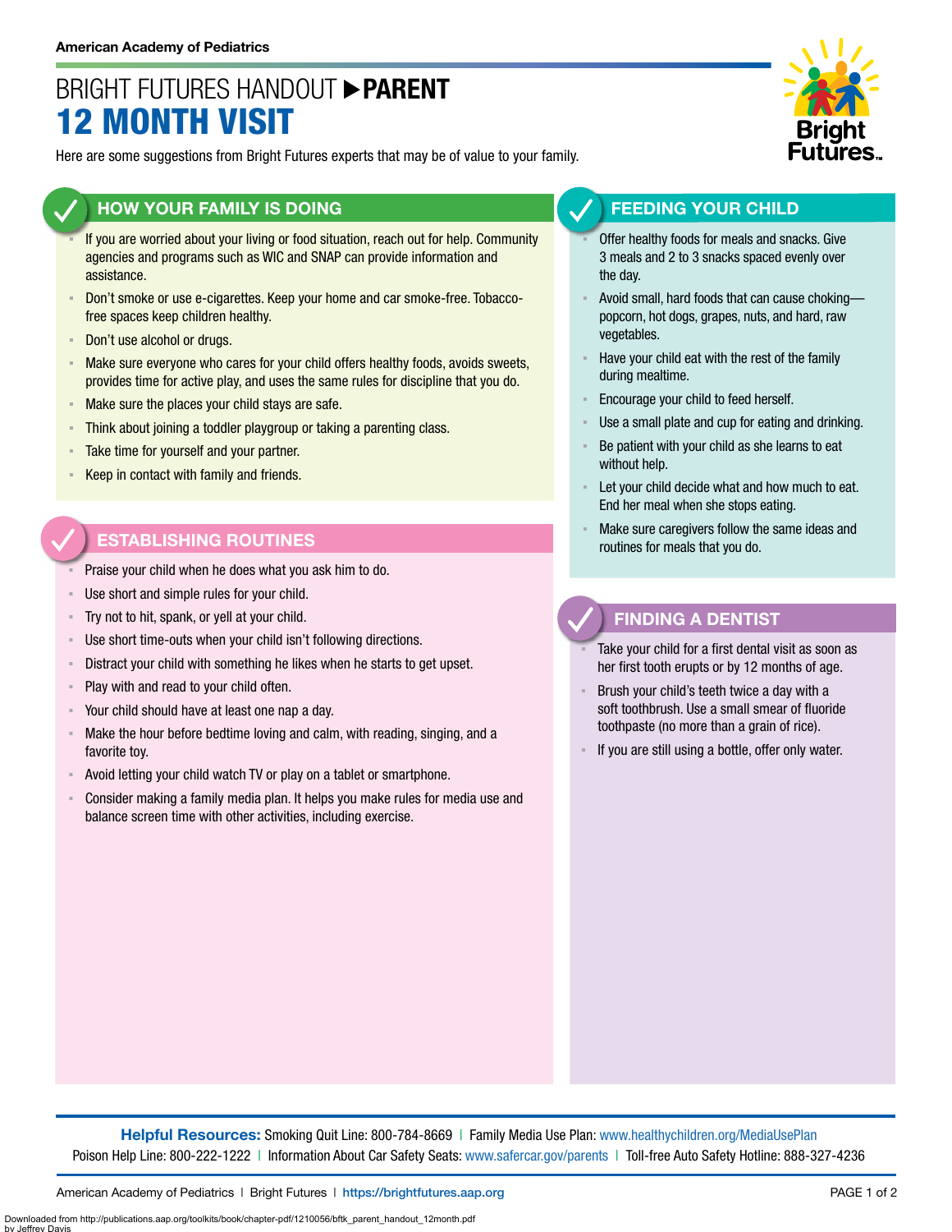American Academy of Pediatrics

# BRIGHT FUTURES HANDOUT ▶ PARENT
# 12 MONTH VISIT

Here are some suggestions from Bright Futures experts that may be of value to your family.

## HOW YOUR FAMILY IS DOING

- If you are worried about your living or food situation, reach out for help. Community agencies and programs such as WIC and SNAP can provide information and assistance.
- Don't smoke or use e-cigarettes. Keep your home and car smoke-free. Tobacco-free spaces keep children healthy.
- Don't use alcohol or drugs.
- Make sure everyone who cares for your child offers healthy foods, avoids sweets, provides time for active play, and uses the same rules for discipline that you do.
- Make sure the places your child stays are safe.
- Think about joining a toddler playgroup or taking a parenting class.
- Take time for yourself and your partner.
- Keep in contact with family and friends.

## ESTABLISHING ROUTINES

- Praise your child when he does what you ask him to do.
- Use short and simple rules for your child.
- Try not to hit, spank, or yell at your child.
- Use short time-outs when your child isn't following directions.
- Distract your child with something he likes when he starts to get upset.
- Play with and read to your child often.
- Your child should have at least one nap a day.
- Make the hour before bedtime loving and calm, with reading, singing, and a favorite toy.
- Avoid letting your child watch TV or play on a tablet or smartphone.
- Consider making a family media plan. It helps you make rules for media use and balance screen time with other activities, including exercise.

## FEEDING YOUR CHILD

- Offer healthy foods for meals and snacks. Give 3 meals and 2 to 3 snacks spaced evenly over the day.
- Avoid small, hard foods that can cause choking—popcorn, hot dogs, grapes, nuts, and hard, raw vegetables.
- Have your child eat with the rest of the family during mealtime.
- Encourage your child to feed herself.
- Use a small plate and cup for eating and drinking.
- Be patient with your child as she learns to eat without help.
- Let your child decide what and how much to eat. End her meal when she stops eating.
- Make sure caregivers follow the same ideas and routines for meals that you do.

## FINDING A DENTIST

- Take your child for a first dental visit as soon as her first tooth erupts or by 12 months of age.
- Brush your child's teeth twice a day with a soft toothbrush. Use a small smear of fluoride toothpaste (no more than a grain of rice).
- If you are still using a bottle, offer only water.

**Helpful Resources:** Smoking Quit Line: 800-784-8669 | Family Media Use Plan: www.healthychildren.org/MediaUsePlan
Poison Help Line: 800-222-1222 | Information About Car Safety Seats: www.safercar.gov/parents | Toll-free Auto Safety Hotline: 888-327-4236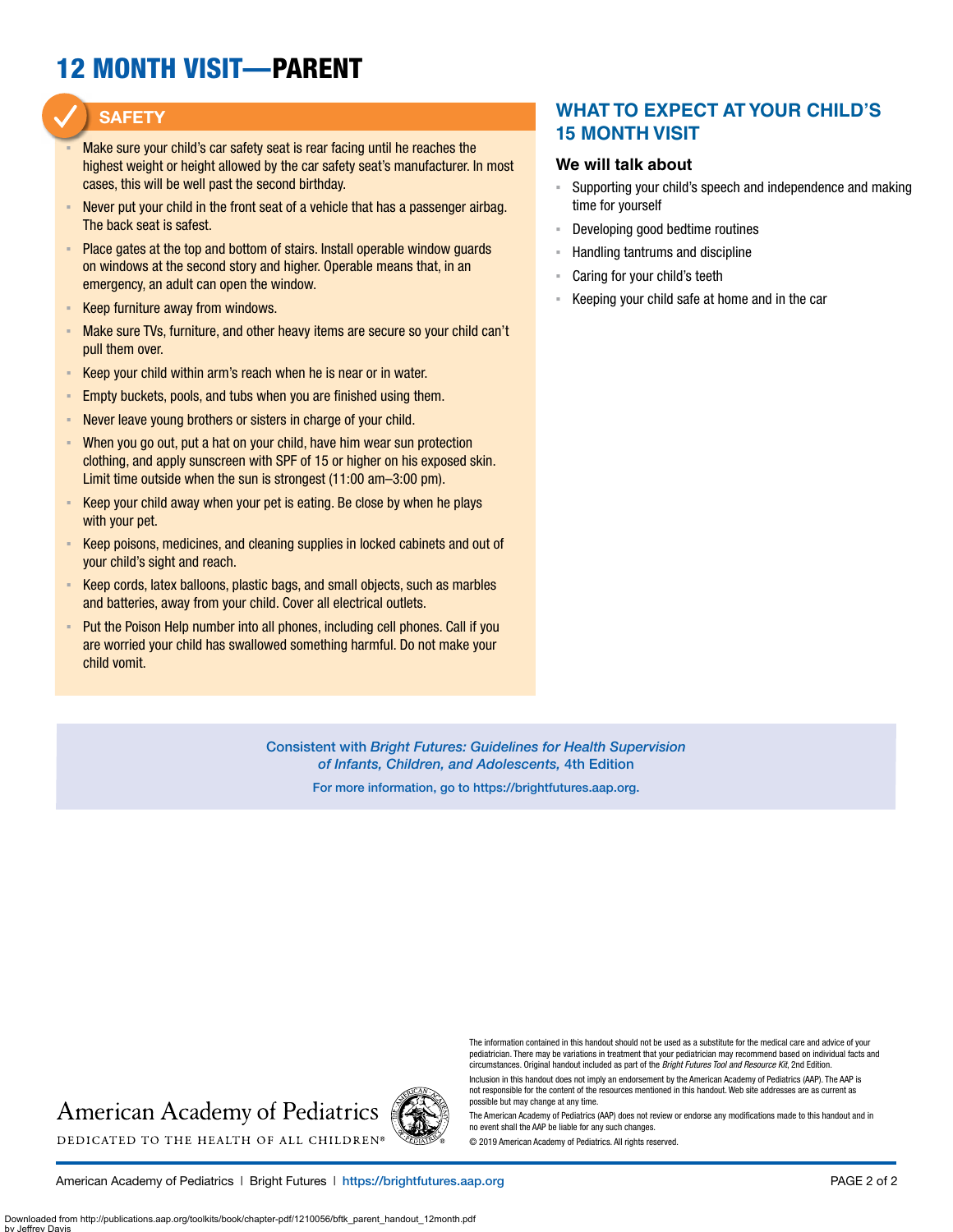# 12 MONTH VISIT—PARENT

## SAFETY

- Make sure your child's car safety seat is rear facing until he reaches the highest weight or height allowed by the car safety seat's manufacturer. In most cases, this will be well past the second birthday.
- Never put your child in the front seat of a vehicle that has a passenger airbag. The back seat is safest.
- Place gates at the top and bottom of stairs. Install operable window guards on windows at the second story and higher. Operable means that, in an emergency, an adult can open the window.
- Keep furniture away from windows.
- Make sure TVs, furniture, and other heavy items are secure so your child can't pull them over.
- Keep your child within arm's reach when he is near or in water.
- Empty buckets, pools, and tubs when you are finished using them.
- Never leave young brothers or sisters in charge of your child.
- When you go out, put a hat on your child, have him wear sun protection clothing, and apply sunscreen with SPF of 15 or higher on his exposed skin. Limit time outside when the sun is strongest (11:00 am–3:00 pm).
- Keep your child away when your pet is eating. Be close by when he plays with your pet.
- Keep poisons, medicines, and cleaning supplies in locked cabinets and out of your child's sight and reach.
- Keep cords, latex balloons, plastic bags, and small objects, such as marbles and batteries, away from your child. Cover all electrical outlets.
- Put the Poison Help number into all phones, including cell phones. Call if you are worried your child has swallowed something harmful. Do not make your child vomit.

## WHAT TO EXPECT AT YOUR CHILD'S 15 MONTH VISIT

### We will talk about

- Supporting your child's speech and independence and making time for yourself
- Developing good bedtime routines
- Handling tantrums and discipline
- Caring for your child's teeth
- Keeping your child safe at home and in the car

Consistent with *Bright Futures: Guidelines for Health Supervision of Infants, Children, and Adolescents,* 4th Edition

For more information, go to https://brightfutures.aap.org.

American Academy of Pediatrics
DEDICATED TO THE HEALTH OF ALL CHILDREN®

The information contained in this handout should not be used as a substitute for the medical care and advice of your pediatrician. There may be variations in treatment that your pediatrician may recommend based on individual facts and circumstances. Original handout included as part of the *Bright Futures Tool and Resource Kit*, 2nd Edition.

Inclusion in this handout does not imply an endorsement by the American Academy of Pediatrics (AAP). The AAP is not responsible for the content of the resources mentioned in this handout. Web site addresses are as current as possible but may change at any time.

The American Academy of Pediatrics (AAP) does not review or endorse any modifications made to this handout and in no event shall the AAP be liable for any such changes.

© 2019 American Academy of Pediatrics. All rights reserved.